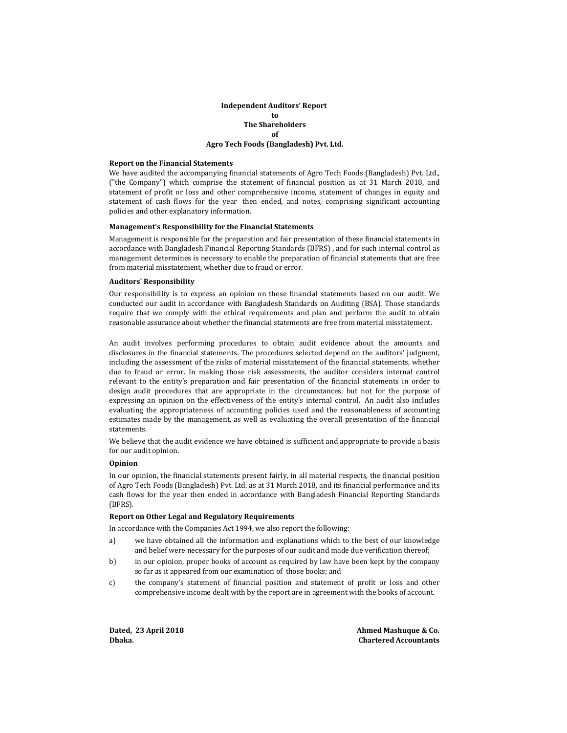# Independent Auditors' Report
to
The Shareholders
of
Agro Tech Foods (Bangladesh) Pvt. Ltd.

**Report on the Financial Statements**

We have audited the accompanying financial statements of Agro Tech Foods (Bangladesh) Pvt. Ltd., ("the Company") which comprise the statement of financial position as at 31 March 2018, and statement of profit or loss and other comprehensive income, statement of changes in equity and statement of cash flows for the year then ended, and notes, comprising significant accounting policies and other explanatory information.

**Management's Responsibility for the Financial Statements**

Management is responsible for the preparation and fair presentation of these financial statements in accordance with Bangladesh Financial Reporting Standards (BFRS) , and for such internal control as management determines is necessary to enable the preparation of financial statements that are free from material misstatement, whether due to fraud or error.

**Auditors' Responsibility**

Our responsibility is to express an opinion on these financial statements based on our audit. We conducted our audit in accordance with Bangladesh Standards on Auditing (BSA). Those standards require that we comply with the ethical requirements and plan and perform the audit to obtain reasonable assurance about whether the financial statements are free from material misstatement.

An audit involves performing procedures to obtain audit evidence about the amounts and disclosures in the financial statements. The procedures selected depend on the auditors' judgment, including the assessment of the risks of material misstatement of the financial statements, whether due to fraud or error. In making those risk assessments, the auditor considers internal control relevant to the entity's preparation and fair presentation of the financial statements in order to design audit procedures that are appropriate in the circumstances, but not for the purpose of expressing an opinion on the effectiveness of the entity's internal control. An audit also includes evaluating the appropriateness of accounting policies used and the reasonableness of accounting estimates made by the management, as well as evaluating the overall presentation of the financial statements.

We believe that the audit evidence we have obtained is sufficient and appropriate to provide a basis for our audit opinion.

**Opinion**

In our opinion, the financial statements present fairly, in all material respects, the financial position of Agro Tech Foods (Bangladesh) Pvt. Ltd. as at 31 March 2018, and its financial performance and its cash flows for the year then ended in accordance with Bangladesh Financial Reporting Standards (BFRS).

**Report on Other Legal and Regulatory Requirements**

In accordance with the Companies Act 1994, we also report the following:

a) we have obtained all the information and explanations which to the best of our knowledge and belief were necessary for the purposes of our audit and made due verification thereof;

b) in our opinion, proper books of account as required by law have been kept by the company so far as it appeared from our examination of those books; and

c) the company's statement of financial position and statement of profit or loss and other comprehensive income dealt with by the report are in agreement with the books of account.

**Dated, 23 April 2018**
**Dhaka.**

**Ahmed Mashuque & Co.**
**Chartered Accountants**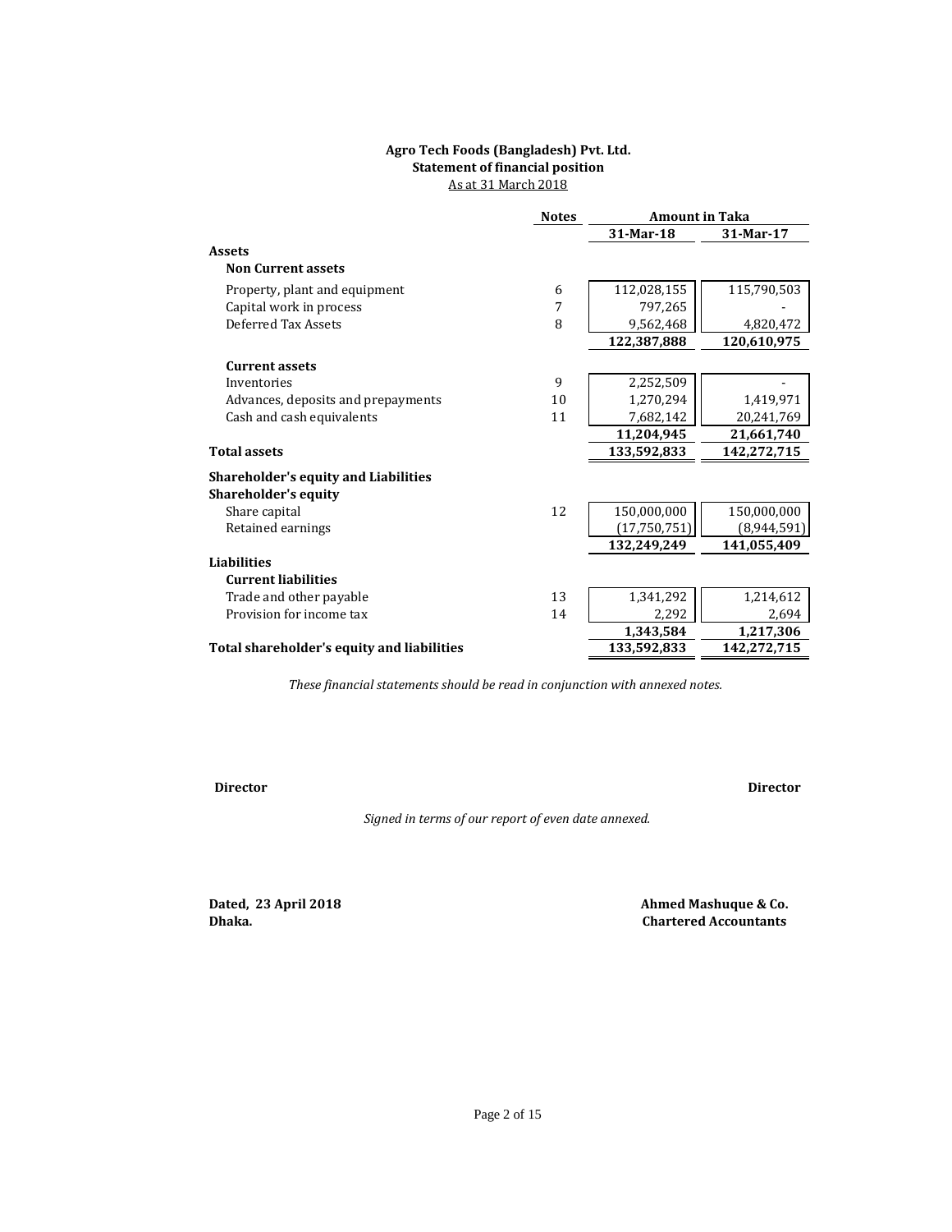**Agro Tech Foods (Bangladesh) Pvt. Ltd.**
**Statement of financial position**
As at 31 March 2018

| | Notes | Amount in Taka | |
|---|---|---|---|
| | | **31-Mar-18** | **31-Mar-17** |
| **Assets** | | | |
| **Non Current assets** | | | |
| Property, plant and equipment | 6 | 112,028,155 | 115,790,503 |
| Capital work in process | 7 | 797,265 | - |
| Deferred Tax Assets | 8 | 9,562,468 | 4,820,472 |
| | | **122,387,888** | **120,610,975** |
| **Current assets** | | | |
| Inventories | 9 | 2,252,509 | - |
| Advances, deposits and prepayments | 10 | 1,270,294 | 1,419,971 |
| Cash and cash equivalents | 11 | 7,682,142 | 20,241,769 |
| | | **11,204,945** | **21,661,740** |
| **Total assets** | | **133,592,833** | **142,272,715** |
| **Shareholder's equity and Liabilities** | | | |
| **Shareholder's equity** | | | |
| Share capital | 12 | 150,000,000 | 150,000,000 |
| Retained earnings | | (17,750,751) | (8,944,591) |
| | | **132,249,249** | **141,055,409** |
| **Liabilities** | | | |
| **Current liabilities** | | | |
| Trade and other payable | 13 | 1,341,292 | 1,214,612 |
| Provision for income tax | 14 | 2,292 | 2,694 |
| | | **1,343,584** | **1,217,306** |
| **Total shareholder's equity and liabilities** | | **133,592,833** | **142,272,715** |

*These financial statements should be read in conjunction with annexed notes.*

**Director** **Director**

*Signed in terms of our report of even date annexed.*

**Dated, 23 April 2018**
**Dhaka.**

**Ahmed Mashuque & Co.**
**Chartered Accountants**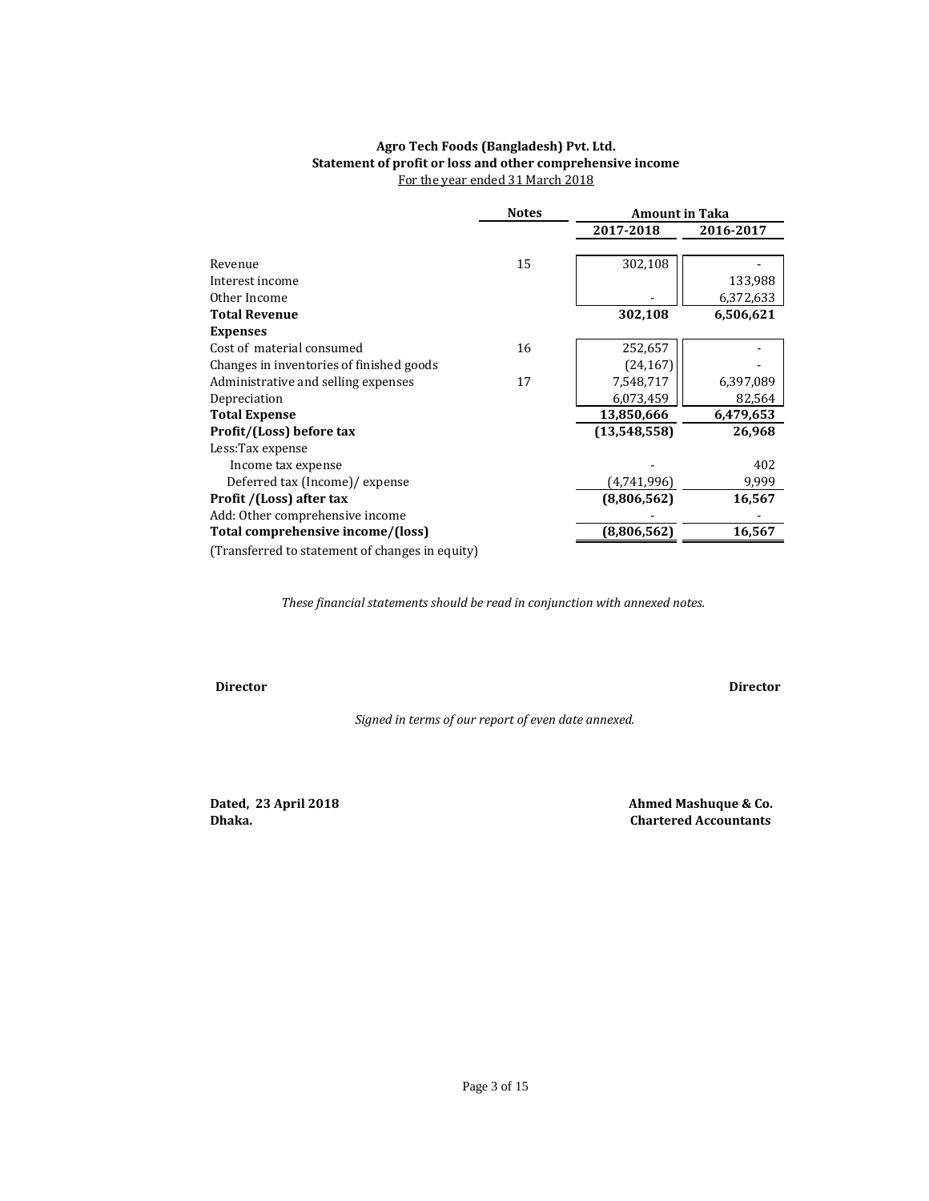**Agro Tech Foods (Bangladesh) Pvt. Ltd.**
**Statement of profit or loss and other comprehensive income**
For the year ended 31 March 2018

| | Notes | Amount in Taka | |
|---|---|---|---|
| | | **2017-2018** | **2016-2017** |
| Revenue | 15 | 302,108 | - |
| Interest income | | | 133,988 |
| Other Income | | - | 6,372,633 |
| **Total Revenue** | | **302,108** | **6,506,621** |
| **Expenses** | | | |
| Cost of material consumed | 16 | 252,657 | - |
| Changes in inventories of finished goods | | (24,167) | - |
| Administrative and selling expenses | 17 | 7,548,717 | 6,397,089 |
| Depreciation | | 6,073,459 | 82,564 |
| **Total Expense** | | **13,850,666** | **6,479,653** |
| **Profit/(Loss) before tax** | | **(13,548,558)** | **26,968** |
| Less:Tax expense | | | |
| Income tax expense | | - | 402 |
| Deferred tax (Income)/ expense | | (4,741,996) | 9,999 |
| **Profit /(Loss) after tax** | | **(8,806,562)** | **16,567** |
| Add: Other comprehensive income | | - | - |
| **Total comprehensive income/(loss)** | | **(8,806,562)** | **16,567** |
| (Transferred to statement of changes in equity) | | | |

*These financial statements should be read in conjunction with annexed notes.*

**Director** **Director**

*Signed in terms of our report of even date annexed.*

**Dated, 23 April 2018**
**Dhaka.**

**Ahmed Mashuque & Co.**
**Chartered Accountants**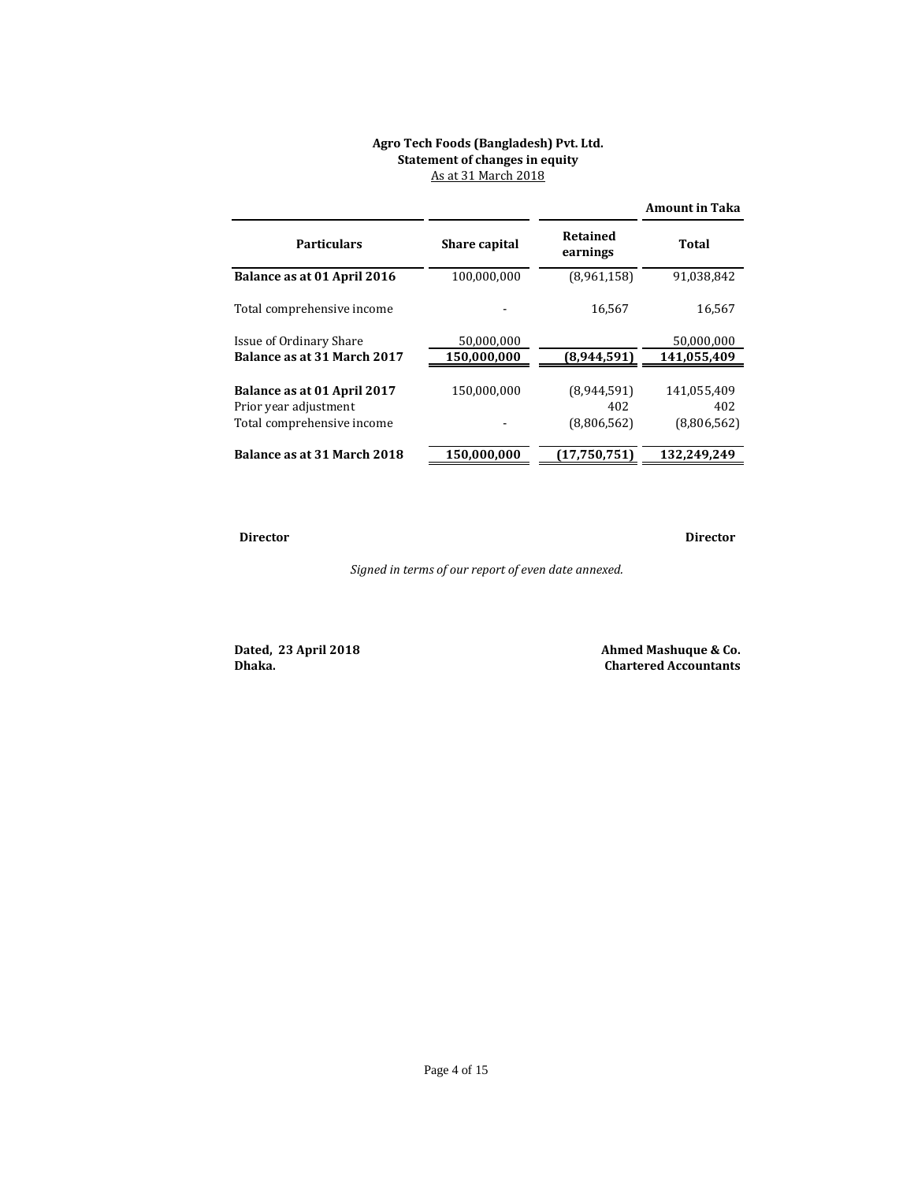**Agro Tech Foods (Bangladesh) Pvt. Ltd.**
**Statement of changes in equity**
As at 31 March 2018

**Amount in Taka**

| Particulars | Share capital | Retained earnings | Total |
|---|---|---|---|
| **Balance as at 01 April 2016** | 100,000,000 | (8,961,158) | 91,038,842 |
| Total comprehensive income | - | 16,567 | 16,567 |
| Issue of Ordinary Share | 50,000,000 | | 50,000,000 |
| **Balance as at 31 March 2017** | **150,000,000** | **(8,944,591)** | **141,055,409** |
| **Balance as at 01 April 2017** | 150,000,000 | (8,944,591) | 141,055,409 |
| Prior year adjustment | | 402 | 402 |
| Total comprehensive income | - | (8,806,562) | (8,806,562) |
| **Balance as at 31 March 2018** | **150,000,000** | **(17,750,751)** | **132,249,249** |

**Director** **Director**

*Signed in terms of our report of even date annexed.*

**Dated, 23 April 2018**
**Dhaka.**

**Ahmed Mashuque & Co.**
**Chartered Accountants**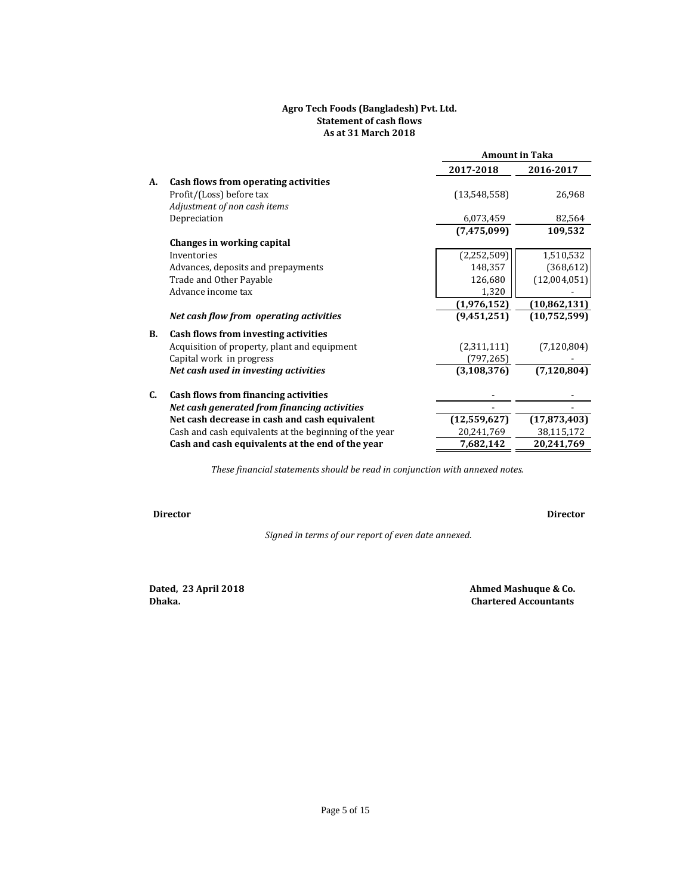**Agro Tech Foods (Bangladesh) Pvt. Ltd.**
**Statement of cash flows**
**As at 31 March 2018**

| | | Amount in Taka | |
|---|---|---|---|
| | | **2017-2018** | **2016-2017** |
| **A.** | **Cash flows from operating activities** | | |
| | Profit/(Loss) before tax | (13,548,558) | 26,968 |
| | *Adjustment of non cash items* | | |
| | Depreciation | 6,073,459 | 82,564 |
| | | **(7,475,099)** | **109,532** |
| | **Changes in working capital** | | |
| | Inventories | (2,252,509) | 1,510,532 |
| | Advances, deposits and prepayments | 148,357 | (368,612) |
| | Trade and Other Payable | 126,680 | (12,004,051) |
| | Advance income tax | 1,320 | - |
| | | **(1,976,152)** | **(10,862,131)** |
| | ***Net cash flow from operating activities*** | **(9,451,251)** | **(10,752,599)** |
| **B.** | **Cash flows from investing activities** | | |
| | Acquisition of property, plant and equipment | (2,311,111) | (7,120,804) |
| | Capital work in progress | (797,265) | - |
| | ***Net cash used in investing activities*** | **(3,108,376)** | **(7,120,804)** |
| **C.** | **Cash flows from financing activities** | - | - |
| | ***Net cash generated from financing activities*** | - | - |
| | **Net cash decrease in cash and cash equivalent** | **(12,559,627)** | **(17,873,403)** |
| | Cash and cash equivalents at the beginning of the year | 20,241,769 | 38,115,172 |
| | **Cash and cash equivalents at the end of the year** | **7,682,142** | **20,241,769** |

*These financial statements should be read in conjunction with annexed notes.*

**Director** **Director**

*Signed in terms of our report of even date annexed.*

**Dated, 23 April 2018**
**Dhaka.**

**Ahmed Mashuque & Co.**
**Chartered Accountants**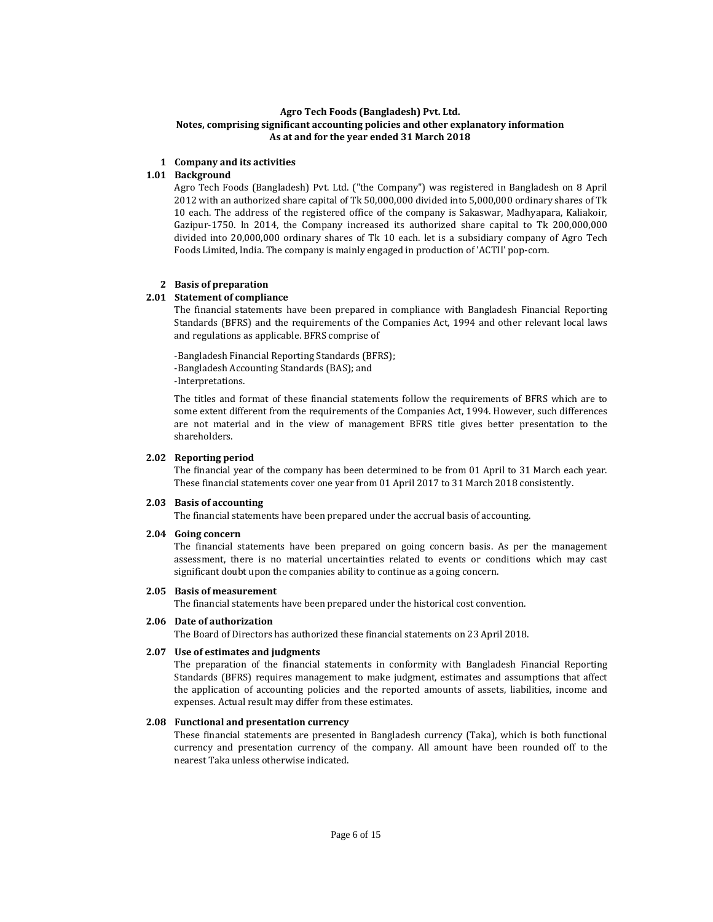**Agro Tech Foods (Bangladesh) Pvt. Ltd.**
**Notes, comprising significant accounting policies and other explanatory information**
**As at and for the year ended 31 March 2018**

## 1 Company and its activities

### 1.01 Background

Agro Tech Foods (Bangladesh) Pvt. Ltd. ("the Company") was registered in Bangladesh on 8 April 2012 with an authorized share capital of Tk 50,000,000 divided into 5,000,000 ordinary shares of Tk 10 each. The address of the registered office of the company is Sakaswar, Madhyapara, Kaliakoir, Gazipur-1750. ln 2014, the Company increased its authorized share capital to Tk 200,000,000 divided into 20,000,000 ordinary shares of Tk 10 each. let is a subsidiary company of Agro Tech Foods Limited, lndia. The company is mainly engaged in production of 'ACTII' pop-corn.

## 2 Basis of preparation

### 2.01 Statement of compliance

The financial statements have been prepared in compliance with Bangladesh Financial Reporting Standards (BFRS) and the requirements of the Companies Act, 1994 and other relevant local laws and regulations as applicable. BFRS comprise of

-Bangladesh Financial Reporting Standards (BFRS);
-Bangladesh Accounting Standards (BAS); and
-Interpretations.

The titles and format of these financial statements follow the requirements of BFRS which are to some extent different from the requirements of the Companies Act, 1994. However, such differences are not material and in the view of management BFRS title gives better presentation to the shareholders.

### 2.02 Reporting period

The financial year of the company has been determined to be from 01 April to 31 March each year. These financial statements cover one year from 01 April 2017 to 31 March 2018 consistently.

### 2.03 Basis of accounting

The financial statements have been prepared under the accrual basis of accounting.

### 2.04 Going concern

The financial statements have been prepared on going concern basis. As per the management assessment, there is no material uncertainties related to events or conditions which may cast significant doubt upon the companies ability to continue as a going concern.

### 2.05 Basis of measurement

The financial statements have been prepared under the historical cost convention.

### 2.06 Date of authorization

The Board of Directors has authorized these financial statements on 23 April 2018.

### 2.07 Use of estimates and judgments

The preparation of the financial statements in conformity with Bangladesh Financial Reporting Standards (BFRS) requires management to make judgment, estimates and assumptions that affect the application of accounting policies and the reported amounts of assets, liabilities, income and expenses. Actual result may differ from these estimates.

### 2.08 Functional and presentation currency

These financial statements are presented in Bangladesh currency (Taka), which is both functional currency and presentation currency of the company. All amount have been rounded off to the nearest Taka unless otherwise indicated.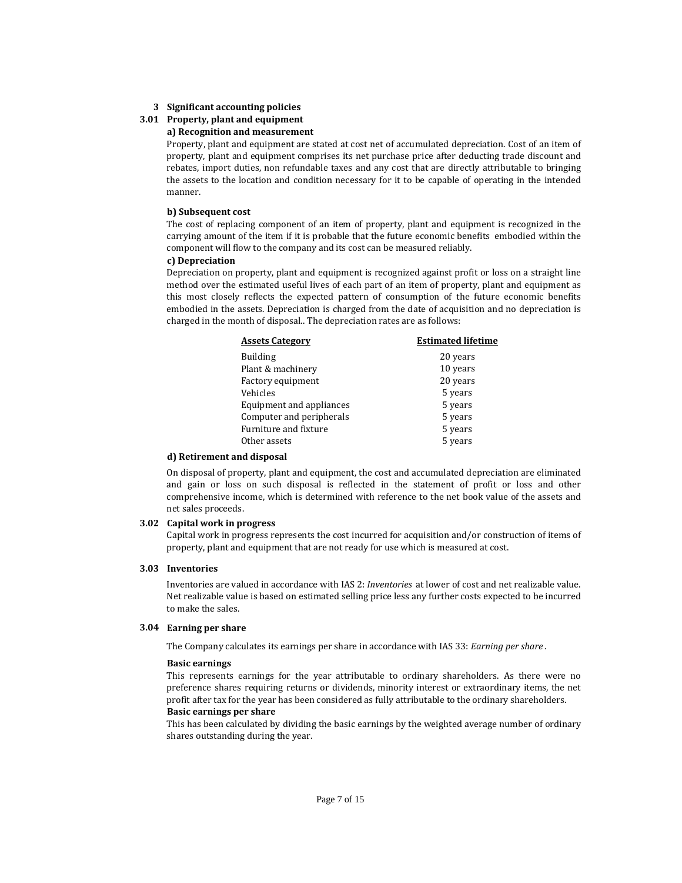## 3 Significant accounting policies

### 3.01 Property, plant and equipment

**a) Recognition and measurement**

Property, plant and equipment are stated at cost net of accumulated depreciation. Cost of an item of property, plant and equipment comprises its net purchase price after deducting trade discount and rebates, import duties, non refundable taxes and any cost that are directly attributable to bringing the assets to the location and condition necessary for it to be capable of operating in the intended manner.

**b) Subsequent cost**

The cost of replacing component of an item of property, plant and equipment is recognized in the carrying amount of the item if it is probable that the future economic benefits embodied within the component will flow to the company and its cost can be measured reliably.

**c) Depreciation**

Depreciation on property, plant and equipment is recognized against profit or loss on a straight line method over the estimated useful lives of each part of an item of property, plant and equipment as this most closely reflects the expected pattern of consumption of the future economic benefits embodied in the assets. Depreciation is charged from the date of acquisition and no depreciation is charged in the month of disposal.. The depreciation rates are as follows:

| Assets Category | Estimated lifetime |
| --- | --- |
| Building | 20 years |
| Plant & machinery | 10 years |
| Factory equipment | 20 years |
| Vehicles | 5 years |
| Equipment and appliances | 5 years |
| Computer and peripherals | 5 years |
| Furniture and fixture | 5 years |
| Other assets | 5 years |

**d) Retirement and disposal**

On disposal of property, plant and equipment, the cost and accumulated depreciation are eliminated and gain or loss on such disposal is reflected in the statement of profit or loss and other comprehensive income, which is determined with reference to the net book value of the assets and net sales proceeds.

### 3.02 Capital work in progress

Capital work in progress represents the cost incurred for acquisition and/or construction of items of property, plant and equipment that are not ready for use which is measured at cost.

### 3.03 Inventories

Inventories are valued in accordance with IAS 2: *Inventories* at lower of cost and net realizable value. Net realizable value is based on estimated selling price less any further costs expected to be incurred to make the sales.

### 3.04 Earning per share

The Company calculates its earnings per share in accordance with IAS 33: *Earning per share* .

**Basic earnings**

This represents earnings for the year attributable to ordinary shareholders. As there were no preference shares requiring returns or dividends, minority interest or extraordinary items, the net profit after tax for the year has been considered as fully attributable to the ordinary shareholders.

**Basic earnings per share**

This has been calculated by dividing the basic earnings by the weighted average number of ordinary shares outstanding during the year.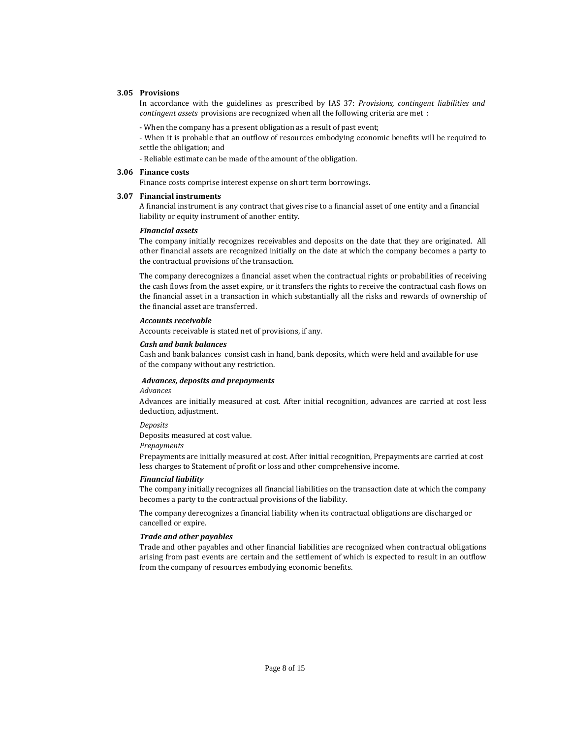### 3.05 Provisions

In accordance with the guidelines as prescribed by IAS 37: *Provisions, contingent liabilities and contingent assets* provisions are recognized when all the following criteria are met :

- When the company has a present obligation as a result of past event;
- When it is probable that an outflow of resources embodying economic benefits will be required to settle the obligation; and
- Reliable estimate can be made of the amount of the obligation.

### 3.06 Finance costs

Finance costs comprise interest expense on short term borrowings.

### 3.07 Financial instruments

A financial instrument is any contract that gives rise to a financial asset of one entity and a financial liability or equity instrument of another entity.

***Financial assets***

The company initially recognizes receivables and deposits on the date that they are originated. All other financial assets are recognized initially on the date at which the company becomes a party to the contractual provisions of the transaction.

The company derecognizes a financial asset when the contractual rights or probabilities of receiving the cash flows from the asset expire, or it transfers the rights to receive the contractual cash flows on the financial asset in a transaction in which substantially all the risks and rewards of ownership of the financial asset are transferred.

***Accounts receivable***

Accounts receivable is stated net of provisions, if any.

***Cash and bank balances***

Cash and bank balances consist cash in hand, bank deposits, which were held and available for use of the company without any restriction.

***Advances, deposits and prepayments***

*Advances*

Advances are initially measured at cost. After initial recognition, advances are carried at cost less deduction, adjustment.

*Deposits*

Deposits measured at cost value.

*Prepayments*

Prepayments are initially measured at cost. After initial recognition, Prepayments are carried at cost less charges to Statement of profit or loss and other comprehensive income.

***Financial liability***

The company initially recognizes all financial liabilities on the transaction date at which the company becomes a party to the contractual provisions of the liability.

The company derecognizes a financial liability when its contractual obligations are discharged or cancelled or expire.

***Trade and other payables***

Trade and other payables and other financial liabilities are recognized when contractual obligations arising from past events are certain and the settlement of which is expected to result in an outflow from the company of resources embodying economic benefits.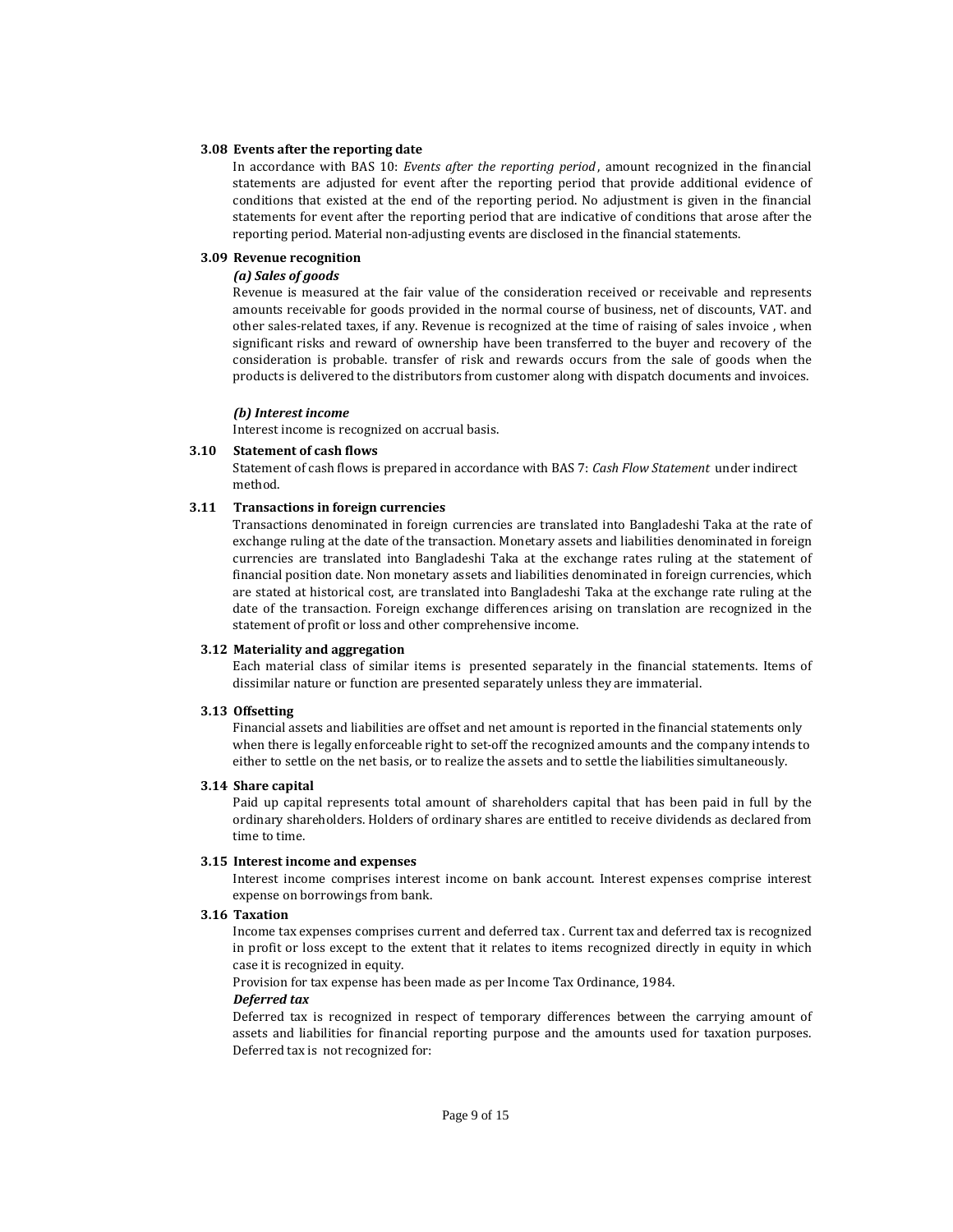### 3.08 Events after the reporting date

In accordance with BAS 10: *Events after the reporting period*, amount recognized in the financial statements are adjusted for event after the reporting period that provide additional evidence of conditions that existed at the end of the reporting period. No adjustment is given in the financial statements for event after the reporting period that are indicative of conditions that arose after the reporting period. Material non-adjusting events are disclosed in the financial statements.

### 3.09 Revenue recognition

***(a) Sales of goods***

Revenue is measured at the fair value of the consideration received or receivable and represents amounts receivable for goods provided in the normal course of business, net of discounts, VAT. and other sales-related taxes, if any. Revenue is recognized at the time of raising of sales invoice , when significant risks and reward of ownership have been transferred to the buyer and recovery of the consideration is probable. transfer of risk and rewards occurs from the sale of goods when the products is delivered to the distributors from customer along with dispatch documents and invoices.

***(b) Interest income***

Interest income is recognized on accrual basis.

### 3.10 Statement of cash flows

Statement of cash flows is prepared in accordance with BAS 7: *Cash Flow Statement* under indirect method.

### 3.11 Transactions in foreign currencies

Transactions denominated in foreign currencies are translated into Bangladeshi Taka at the rate of exchange ruling at the date of the transaction. Monetary assets and liabilities denominated in foreign currencies are translated into Bangladeshi Taka at the exchange rates ruling at the statement of financial position date. Non monetary assets and liabilities denominated in foreign currencies, which are stated at historical cost, are translated into Bangladeshi Taka at the exchange rate ruling at the date of the transaction. Foreign exchange differences arising on translation are recognized in the statement of profit or loss and other comprehensive income.

### 3.12 Materiality and aggregation

Each material class of similar items is presented separately in the financial statements. Items of dissimilar nature or function are presented separately unless they are immaterial.

### 3.13 Offsetting

Financial assets and liabilities are offset and net amount is reported in the financial statements only when there is legally enforceable right to set-off the recognized amounts and the company intends to either to settle on the net basis, or to realize the assets and to settle the liabilities simultaneously.

### 3.14 Share capital

Paid up capital represents total amount of shareholders capital that has been paid in full by the ordinary shareholders. Holders of ordinary shares are entitled to receive dividends as declared from time to time.

### 3.15 Interest income and expenses

Interest income comprises interest income on bank account. Interest expenses comprise interest expense on borrowings from bank.

### 3.16 Taxation

Income tax expenses comprises current and deferred tax . Current tax and deferred tax is recognized in profit or loss except to the extent that it relates to items recognized directly in equity in which case it is recognized in equity.

Provision for tax expense has been made as per Income Tax Ordinance, 1984.

***Deferred tax***

Deferred tax is recognized in respect of temporary differences between the carrying amount of assets and liabilities for financial reporting purpose and the amounts used for taxation purposes. Deferred tax is not recognized for: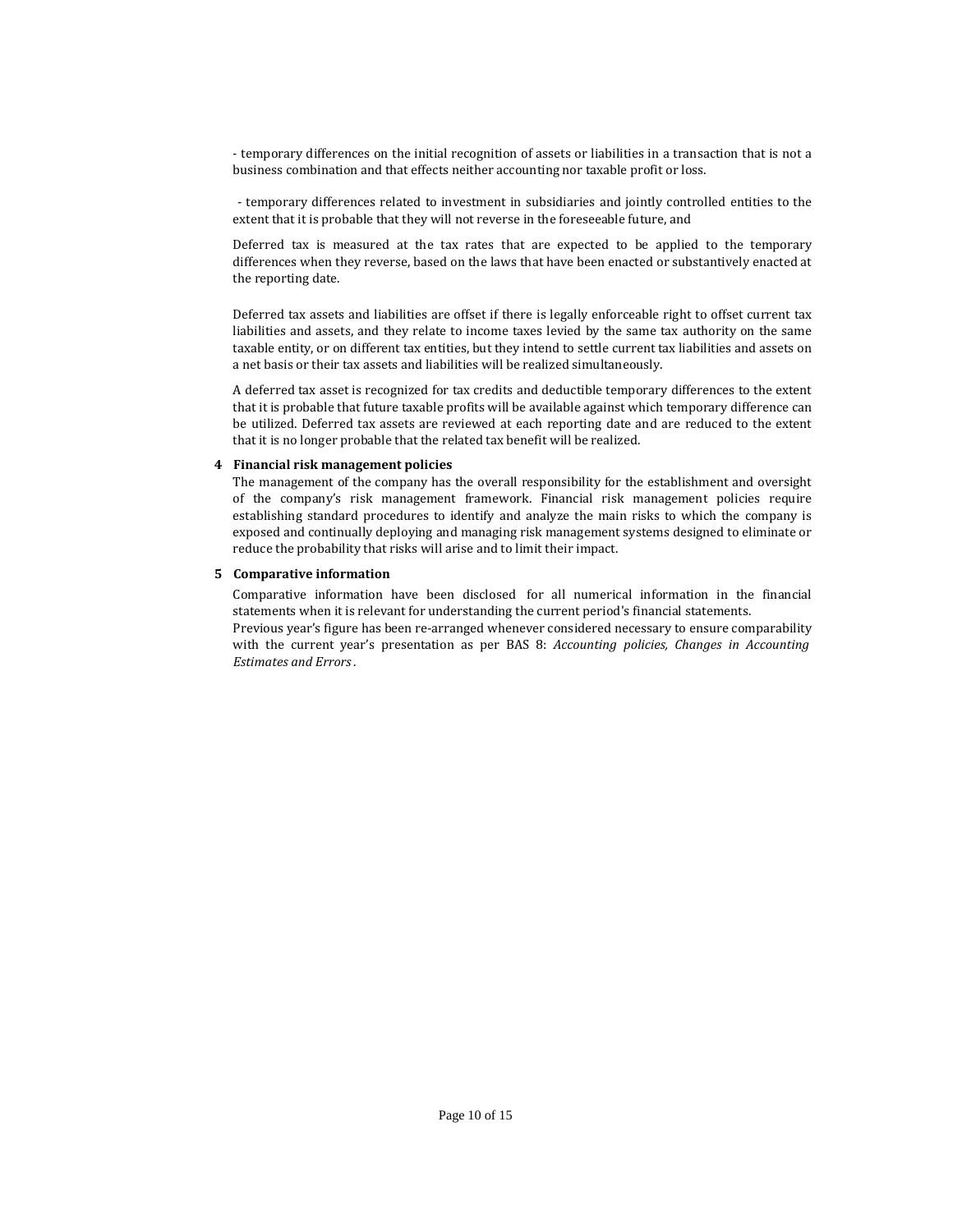- temporary differences on the initial recognition of assets or liabilities in a transaction that is not a business combination and that effects neither accounting nor taxable profit or loss.

- temporary differences related to investment in subsidiaries and jointly controlled entities to the extent that it is probable that they will not reverse in the foreseeable future, and

Deferred tax is measured at the tax rates that are expected to be applied to the temporary differences when they reverse, based on the laws that have been enacted or substantively enacted at the reporting date.

Deferred tax assets and liabilities are offset if there is legally enforceable right to offset current tax liabilities and assets, and they relate to income taxes levied by the same tax authority on the same taxable entity, or on different tax entities, but they intend to settle current tax liabilities and assets on a net basis or their tax assets and liabilities will be realized simultaneously.

A deferred tax asset is recognized for tax credits and deductible temporary differences to the extent that it is probable that future taxable profits will be available against which temporary difference can be utilized. Deferred tax assets are reviewed at each reporting date and are reduced to the extent that it is no longer probable that the related tax benefit will be realized.

**4 Financial risk management policies**

The management of the company has the overall responsibility for the establishment and oversight of the company's risk management framework. Financial risk management policies require establishing standard procedures to identify and analyze the main risks to which the company is exposed and continually deploying and managing risk management systems designed to eliminate or reduce the probability that risks will arise and to limit their impact.

**5 Comparative information**

Comparative information have been disclosed for all numerical information in the financial statements when it is relevant for understanding the current period's financial statements.
Previous year's figure has been re-arranged whenever considered necessary to ensure comparability with the current year's presentation as per BAS 8: *Accounting policies, Changes in Accounting Estimates and Errors*.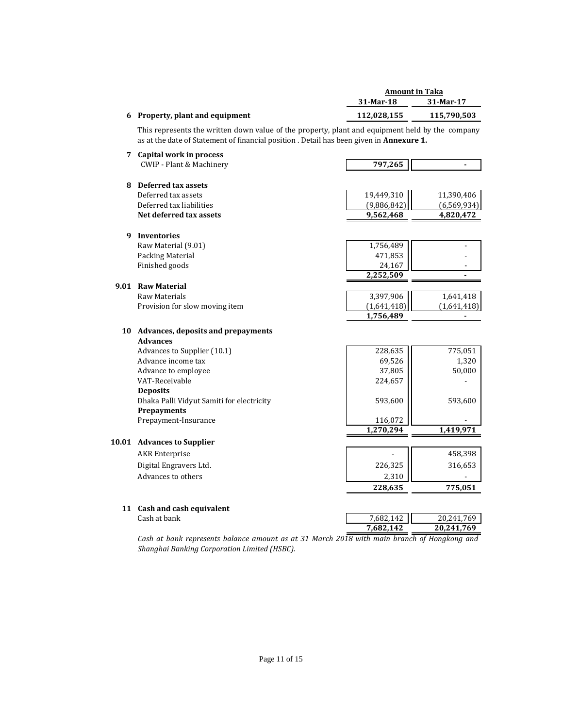| | | Amount in Taka | |
|---|---|---|---|
| | | 31-Mar-18 | 31-Mar-17 |
| **6** | **Property, plant and equipment** | **112,028,155** | **115,790,503** |

This represents the written down value of the property, plant and equipment held by the company as at the date of Statement of financial position . Detail has been given in **Annexure 1.**

| | | 31-Mar-18 | 31-Mar-17 |
|---|---|---|---|
| **7** | **Capital work in process** | | |
| | CWIP - Plant & Machinery | **797,265** | **-** |
| **8** | **Deferred tax assets** | | |
| | Deferred tax assets | 19,449,310 | 11,390,406 |
| | Deferred tax liabilities | (9,886,842) | (6,569,934) |
| | **Net deferred tax assets** | **9,562,468** | **4,820,472** |
| **9** | **Inventories** | | |
| | Raw Material (9.01) | 1,756,489 | - |
| | Packing Material | 471,853 | - |
| | Finished goods | 24,167 | - |
| | | **2,252,509** | **-** |
| **9.01** | **Raw Material** | | |
| | Raw Materials | 3,397,906 | 1,641,418 |
| | Provision for slow moving item | (1,641,418) | (1,641,418) |
| | | **1,756,489** | **-** |
| **10** | **Advances, deposits and prepayments** | | |
| | **Advances** | | |
| | Advances to Supplier (10.1) | 228,635 | 775,051 |
| | Advance income tax | 69,526 | 1,320 |
| | Advance to employee | 37,805 | 50,000 |
| | VAT-Receivable | 224,657 | - |
| | **Deposits** | | |
| | Dhaka Palli Vidyut Samiti for electricity | 593,600 | 593,600 |
| | **Prepayments** | | |
| | Prepayment-Insurance | 116,072 | - |
| | | **1,270,294** | **1,419,971** |
| **10.01** | **Advances to Supplier** | | |
| | AKR Enterprise | - | 458,398 |
| | Digital Engravers Ltd. | 226,325 | 316,653 |
| | Advances to others | 2,310 | - |
| | | **228,635** | **775,051** |
| **11** | **Cash and cash equivalent** | | |
| | Cash at bank | 7,682,142 | 20,241,769 |
| | | **7,682,142** | **20,241,769** |

*Cash at bank represents balance amount as at 31 March 2018 with main branch of Hongkong and Shanghai Banking Corporation Limited (HSBC).*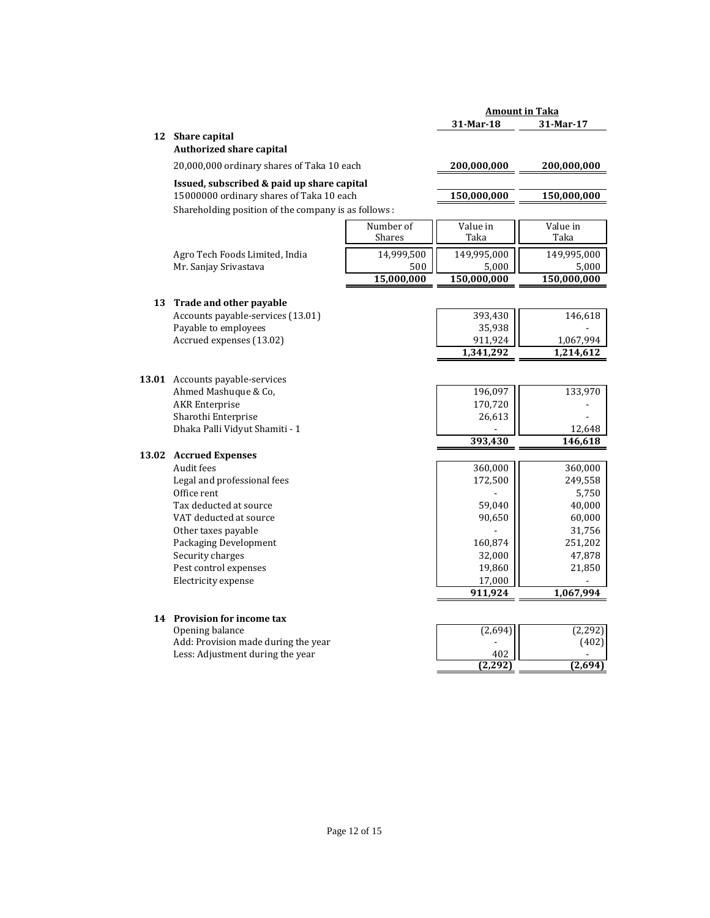| | Amount in Taka | |
|---|---|---|
| | 31-Mar-18 | 31-Mar-17 |

## 12 Share capital

**Authorized share capital**

| | 31-Mar-18 | 31-Mar-17 |
|---|---|---|
| 20,000,000 ordinary shares of Taka 10 each | 200,000,000 | 200,000,000 |

**Issued, subscribed & paid up share capital**

| | 31-Mar-18 | 31-Mar-17 |
|---|---|---|
| 15000000 ordinary shares of Taka 10 each | 150,000,000 | 150,000,000 |

Shareholding position of the company is as follows :

| | Number of Shares | Value in Taka | Value in Taka |
|---|---|---|---|
| Agro Tech Foods Limited, India | 14,999,500 | 149,995,000 | 149,995,000 |
| Mr. Sanjay Srivastava | 500 | 5,000 | 5,000 |
| | **15,000,000** | **150,000,000** | **150,000,000** |

## 13 Trade and other payable

| | 31-Mar-18 | 31-Mar-17 |
|---|---|---|
| Accounts payable-services (13.01) | 393,430 | 146,618 |
| Payable to employees | 35,938 | - |
| Accrued expenses (13.02) | 911,924 | 1,067,994 |
| | **1,341,292** | **1,214,612** |

### 13.01 Accounts payable-services

| | 31-Mar-18 | 31-Mar-17 |
|---|---|---|
| Ahmed Mashuque & Co, | 196,097 | 133,970 |
| AKR Enterprise | 170,720 | - |
| Sharothi Enterprise | 26,613 | - |
| Dhaka Palli Vidyut Shamiti - 1 | - | 12,648 |
| | **393,430** | **146,618** |

### 13.02 Accrued Expenses

| | 31-Mar-18 | 31-Mar-17 |
|---|---|---|
| Audit fees | 360,000 | 360,000 |
| Legal and professional fees | 172,500 | 249,558 |
| Office rent | - | 5,750 |
| Tax deducted at source | 59,040 | 40,000 |
| VAT deducted at source | 90,650 | 60,000 |
| Other taxes payable | - | 31,756 |
| Packaging Development | 160,874 | 251,202 |
| Security charges | 32,000 | 47,878 |
| Pest control expenses | 19,860 | 21,850 |
| Electricity expense | 17,000 | - |
| | **911,924** | **1,067,994** |

## 14 Provision for income tax

| | 31-Mar-18 | 31-Mar-17 |
|---|---|---|
| Opening balance | (2,694) | (2,292) |
| Add: Provision made during the year | - | (402) |
| Less: Adjustment during the year | 402 | - |
| | **(2,292)** | **(2,694)** |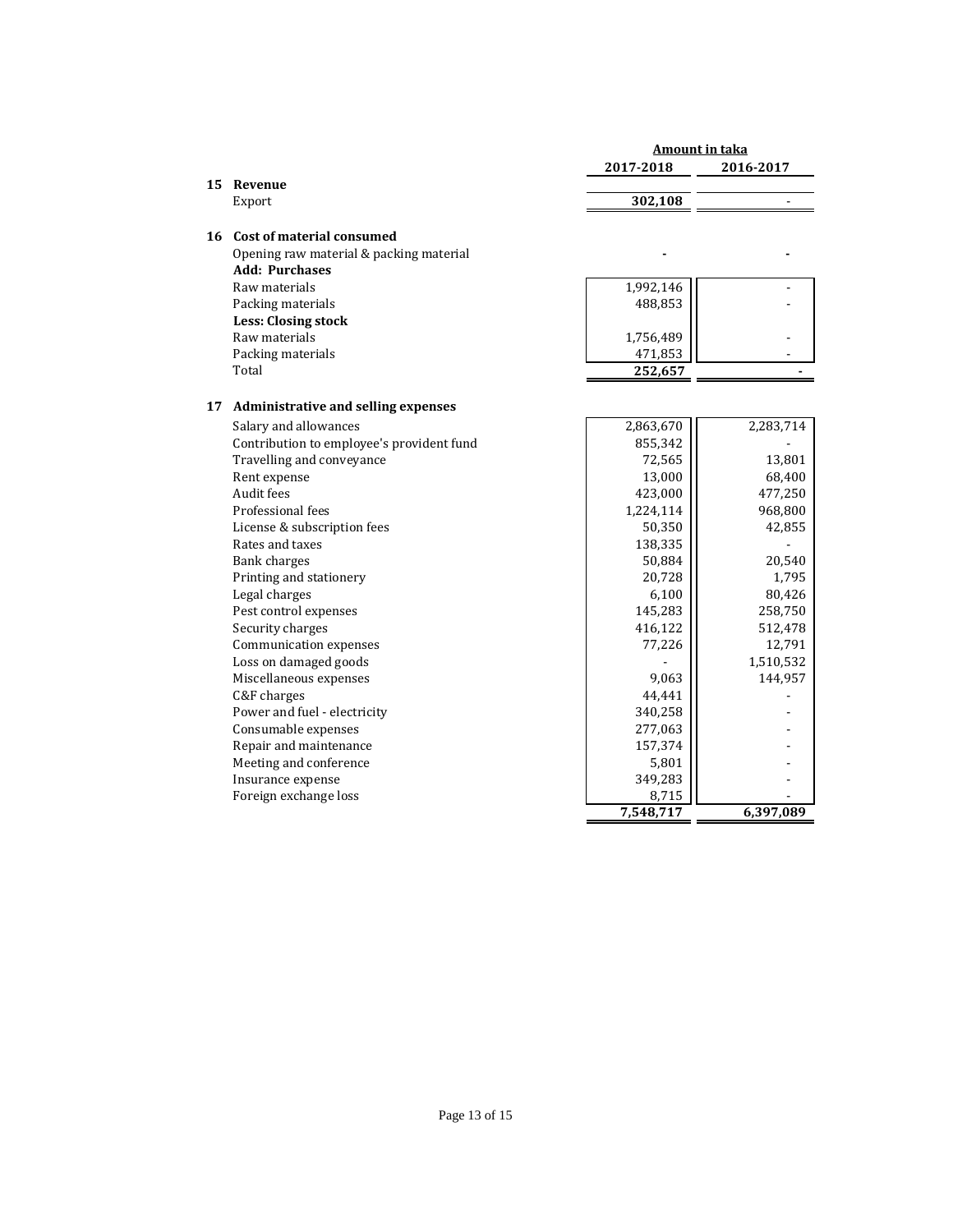| | | Amount in taka | |
|---|---|---|---|
| | | **2017-2018** | **2016-2017** |
| **15** | **Revenue** | | |
| | Export | **302,108** | - |
| | | | |
| **16** | **Cost of material consumed** | | |
| | Opening raw material & packing material | - | - |
| | **Add: Purchases** | | |
| | Raw materials | 1,992,146 | - |
| | Packing materials | 488,853 | - |
| | **Less: Closing stock** | | |
| | Raw materials | 1,756,489 | - |
| | Packing materials | 471,853 | - |
| | Total | **252,657** | - |
| | | | |
| **17** | **Administrative and selling expenses** | | |
| | Salary and allowances | 2,863,670 | 2,283,714 |
| | Contribution to employee's provident fund | 855,342 | - |
| | Travelling and conveyance | 72,565 | 13,801 |
| | Rent expense | 13,000 | 68,400 |
| | Audit fees | 423,000 | 477,250 |
| | Professional fees | 1,224,114 | 968,800 |
| | License & subscription fees | 50,350 | 42,855 |
| | Rates and taxes | 138,335 | - |
| | Bank charges | 50,884 | 20,540 |
| | Printing and stationery | 20,728 | 1,795 |
| | Legal charges | 6,100 | 80,426 |
| | Pest control expenses | 145,283 | 258,750 |
| | Security charges | 416,122 | 512,478 |
| | Communication expenses | 77,226 | 12,791 |
| | Loss on damaged goods | - | 1,510,532 |
| | Miscellaneous expenses | 9,063 | 144,957 |
| | C&F charges | 44,441 | - |
| | Power and fuel - electricity | 340,258 | - |
| | Consumable expenses | 277,063 | - |
| | Repair and maintenance | 157,374 | - |
| | Meeting and conference | 5,801 | - |
| | Insurance expense | 349,283 | - |
| | Foreign exchange loss | 8,715 | - |
| | | **7,548,717** | **6,397,089** |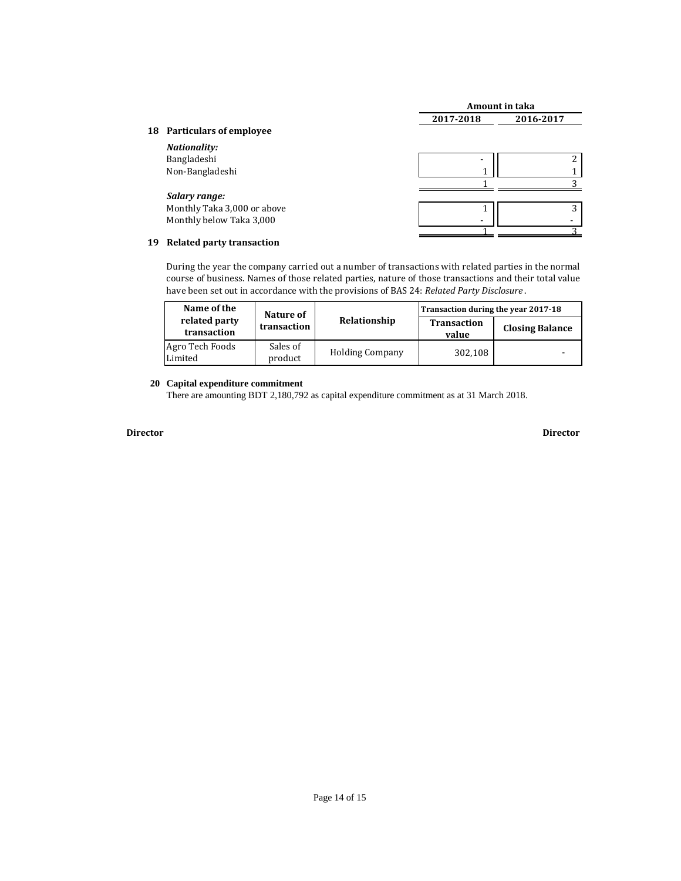## 18 Particulars of employee

| | Amount in taka | |
|---|---|---|
| | **2017-2018** | **2016-2017** |
| ***Nationality:*** | | |
| Bangladeshi | - | 2 |
| Non-Bangladeshi | 1 | 1 |
| | 1 | 3 |
| ***Salary range:*** | | |
| Monthly Taka 3,000 or above | 1 | 3 |
| Monthly below Taka 3,000 | - | - |
| | 1 | 3 |

## 19 Related party transaction

During the year the company carried out a number of transactions with related parties in the normal course of business. Names of those related parties, nature of those transactions and their total value have been set out in accordance with the provisions of BAS 24: *Related Party Disclosure*.

| Name of the related party transaction | Nature of transaction | Relationship | Transaction during the year 2017-18 | |
|---|---|---|---|---|
| | | | **Transaction value** | **Closing Balance** |
| Agro Tech Foods Limited | Sales of product | Holding Company | 302,108 | - |

## 20 Capital expenditure commitment

There are amounting BDT 2,180,792 as capital expenditure commitment as at 31 March 2018.

**Director** **Director**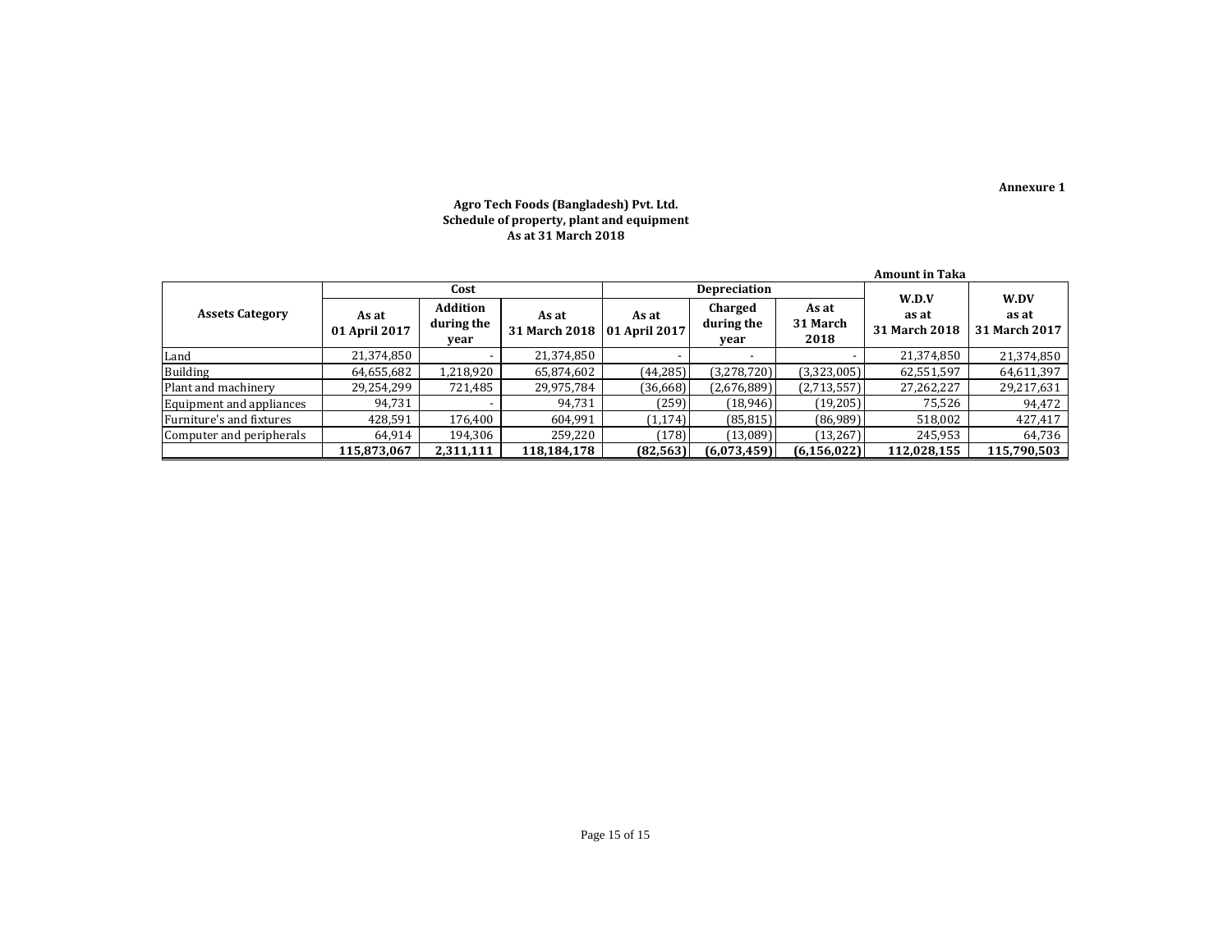**Annexure 1**

**Agro Tech Foods (Bangladesh) Pvt. Ltd.**
**Schedule of property, plant and equipment**
**As at 31 March 2018**

**Amount in Taka**

| Assets Category | Cost | | | Depreciation | | | W.D.V as at 31 March 2018 | W.DV as at 31 March 2017 |
|---|---|---|---|---|---|---|---|---|
| | As at 01 April 2017 | Addition during the year | As at 31 March 2018 | As at 01 April 2017 | Charged during the year | As at 31 March 2018 | | |
| Land | 21,374,850 | - | 21,374,850 | - | - | - | 21,374,850 | 21,374,850 |
| Building | 64,655,682 | 1,218,920 | 65,874,602 | (44,285) | (3,278,720) | (3,323,005) | 62,551,597 | 64,611,397 |
| Plant and machinery | 29,254,299 | 721,485 | 29,975,784 | (36,668) | (2,676,889) | (2,713,557) | 27,262,227 | 29,217,631 |
| Equipment and appliances | 94,731 | - | 94,731 | (259) | (18,946) | (19,205) | 75,526 | 94,472 |
| Furniture's and fixtures | 428,591 | 176,400 | 604,991 | (1,174) | (85,815) | (86,989) | 518,002 | 427,417 |
| Computer and peripherals | 64,914 | 194,306 | 259,220 | (178) | (13,089) | (13,267) | 245,953 | 64,736 |
| | **115,873,067** | **2,311,111** | **118,184,178** | **(82,563)** | **(6,073,459)** | **(6,156,022)** | **112,028,155** | **115,790,503** |